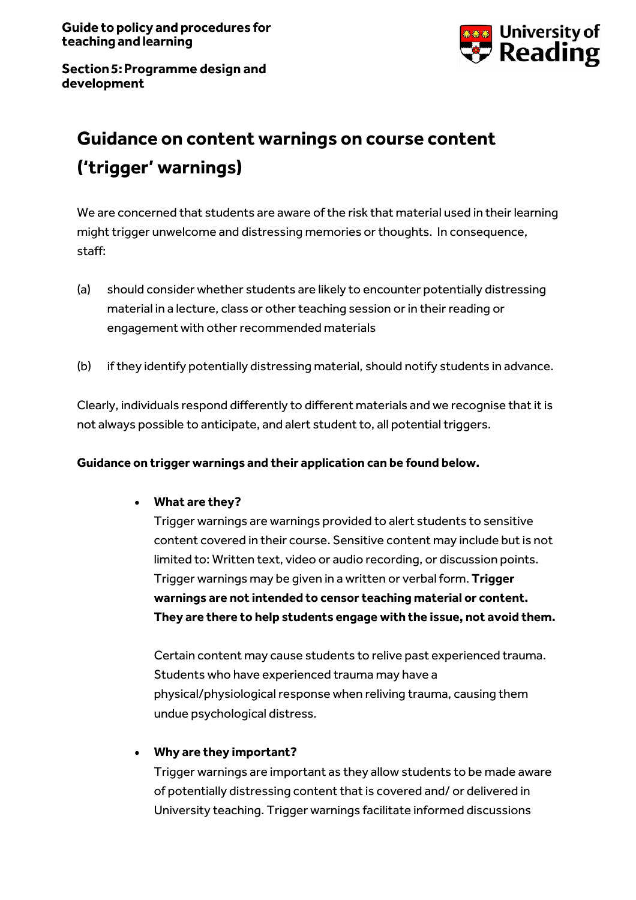**Guide to policy and procedures for teaching and learning**

**Section 5: Programme design and development**

# Guidance on content warnings on course content ('trigger' warnings)

We are concerned that students are aware of the risk that material used in their learning might trigger unwelcome and distressing memories or thoughts. In consequence, staff:

(a) should consider whether students are likely to encounter potentially distressing material in a lecture, class or other teaching session or in their reading or engagement with other recommended materials

(b) if they identify potentially distressing material, should notify students in advance.

Clearly, individuals respond differently to different materials and we recognise that it is not always possible to anticipate, and alert student to, all potential triggers.

**Guidance on trigger warnings and their application can be found below.**

- **What are they?**

  Trigger warnings are warnings provided to alert students to sensitive content covered in their course. Sensitive content may include but is not limited to: Written text, video or audio recording, or discussion points. Trigger warnings may be given in a written or verbal form. **Trigger warnings are not intended to censor teaching material or content. They are there to help students engage with the issue, not avoid them.**

  Certain content may cause students to relive past experienced trauma. Students who have experienced trauma may have a physical/physiological response when reliving trauma, causing them undue psychological distress.

- **Why are they important?**

  Trigger warnings are important as they allow students to be made aware of potentially distressing content that is covered and/ or delivered in University teaching. Trigger warnings facilitate informed discussions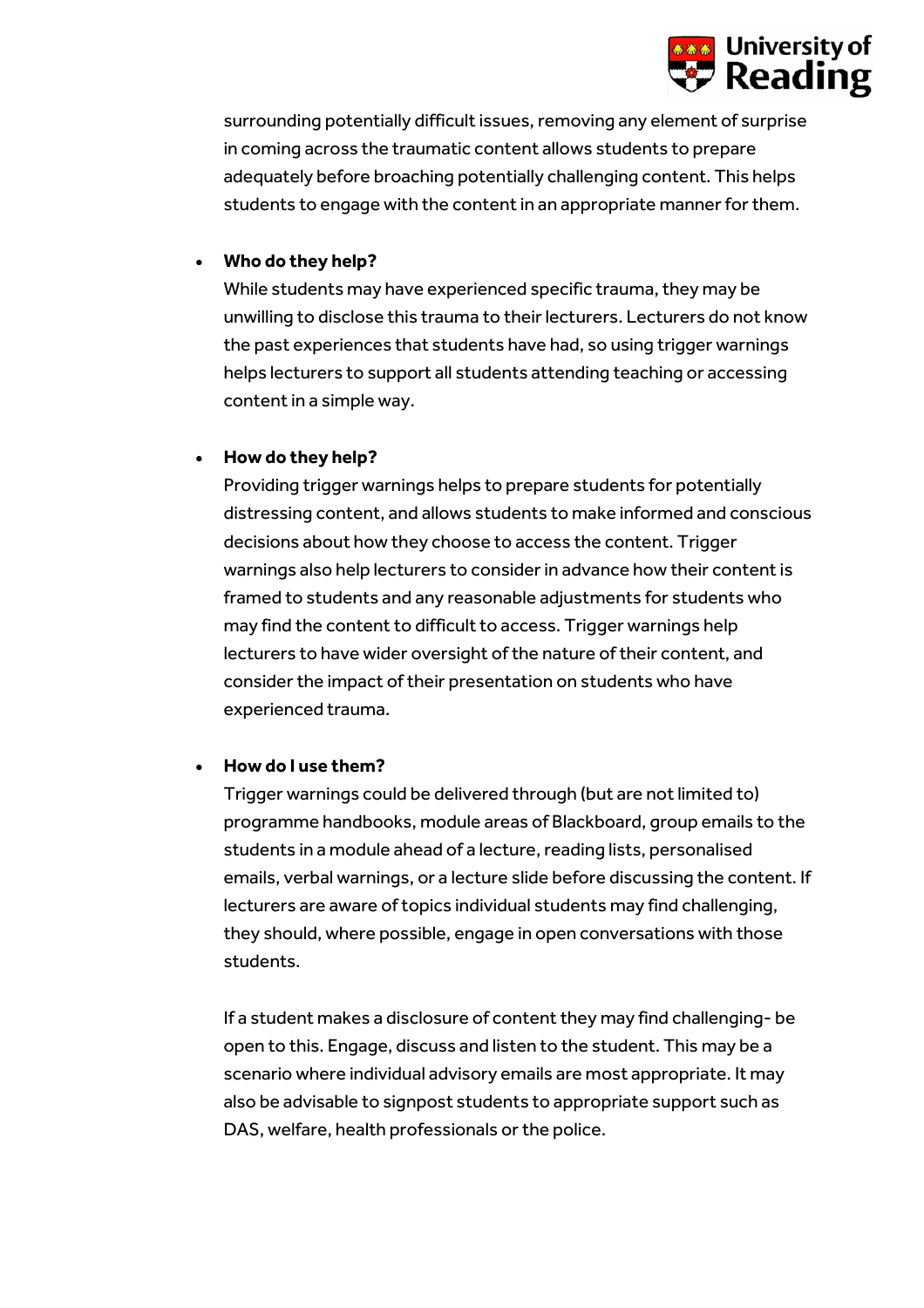surrounding potentially difficult issues, removing any element of surprise in coming across the traumatic content allows students to prepare adequately before broaching potentially challenging content. This helps students to engage with the content in an appropriate manner for them.

- **Who do they help?**

  While students may have experienced specific trauma, they may be unwilling to disclose this trauma to their lecturers. Lecturers do not know the past experiences that students have had, so using trigger warnings helps lecturers to support all students attending teaching or accessing content in a simple way.

- **How do they help?**

  Providing trigger warnings helps to prepare students for potentially distressing content, and allows students to make informed and conscious decisions about how they choose to access the content. Trigger warnings also help lecturers to consider in advance how their content is framed to students and any reasonable adjustments for students who may find the content to difficult to access. Trigger warnings help lecturers to have wider oversight of the nature of their content, and consider the impact of their presentation on students who have experienced trauma.

- **How do I use them?**

  Trigger warnings could be delivered through (but are not limited to) programme handbooks, module areas of Blackboard, group emails to the students in a module ahead of a lecture, reading lists, personalised emails, verbal warnings, or a lecture slide before discussing the content. If lecturers are aware of topics individual students may find challenging, they should, where possible, engage in open conversations with those students.

  If a student makes a disclosure of content they may find challenging- be open to this. Engage, discuss and listen to the student. This may be a scenario where individual advisory emails are most appropriate. It may also be advisable to signpost students to appropriate support such as DAS, welfare, health professionals or the police.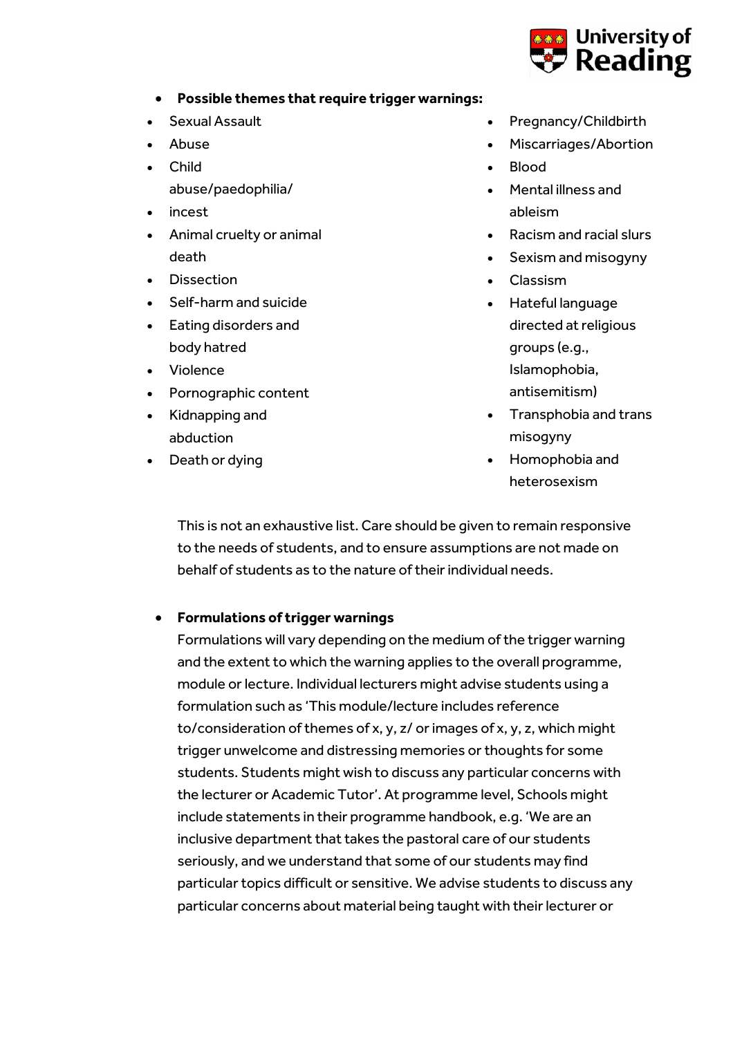- **Possible themes that require trigger warnings:**

- Sexual Assault
- Abuse
- Child abuse/paedophilia/
- incest
- Animal cruelty or animal death
- Dissection
- Self-harm and suicide
- Eating disorders and body hatred
- Violence
- Pornographic content
- Kidnapping and abduction
- Death or dying
- Pregnancy/Childbirth
- Miscarriages/Abortion
- Blood
- Mental illness and ableism
- Racism and racial slurs
- Sexism and misogyny
- Classism
- Hateful language directed at religious groups (e.g., Islamophobia, antisemitism)
- Transphobia and trans misogyny
- Homophobia and heterosexism

This is not an exhaustive list. Care should be given to remain responsive to the needs of students, and to ensure assumptions are not made on behalf of students as to the nature of their individual needs.

- **Formulations of trigger warnings**

  Formulations will vary depending on the medium of the trigger warning and the extent to which the warning applies to the overall programme, module or lecture. Individual lecturers might advise students using a formulation such as 'This module/lecture includes reference to/consideration of themes of x, y, z/ or images of x, y, z, which might trigger unwelcome and distressing memories or thoughts for some students. Students might wish to discuss any particular concerns with the lecturer or Academic Tutor'. At programme level, Schools might include statements in their programme handbook, e.g. 'We are an inclusive department that takes the pastoral care of our students seriously, and we understand that some of our students may find particular topics difficult or sensitive. We advise students to discuss any particular concerns about material being taught with their lecturer or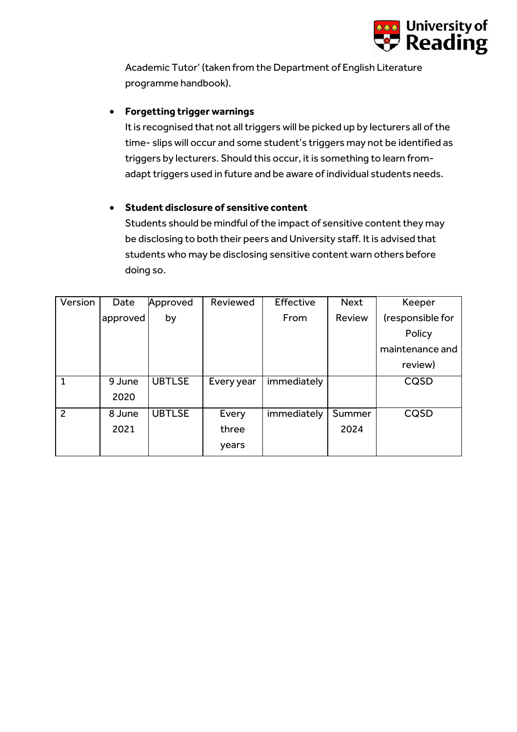Academic Tutor' (taken from the Department of English Literature programme handbook).

- **Forgetting trigger warnings**
  It is recognised that not all triggers will be picked up by lecturers all of the time- slips will occur and some student's triggers may not be identified as triggers by lecturers. Should this occur, it is something to learn from- adapt triggers used in future and be aware of individual students needs.

- **Student disclosure of sensitive content**
  Students should be mindful of the impact of sensitive content they may be disclosing to both their peers and University staff. It is advised that students who may be disclosing sensitive content warn others before doing so.

| Version | Date approved | Approved by | Reviewed | Effective From | Next Review | Keeper (responsible for Policy maintenance and review) |
|---|---|---|---|---|---|---|
| 1 | 9 June 2020 | UBTLSE | Every year | immediately | | CQSD |
| 2 | 8 June 2021 | UBTLSE | Every three years | immediately | Summer 2024 | CQSD |